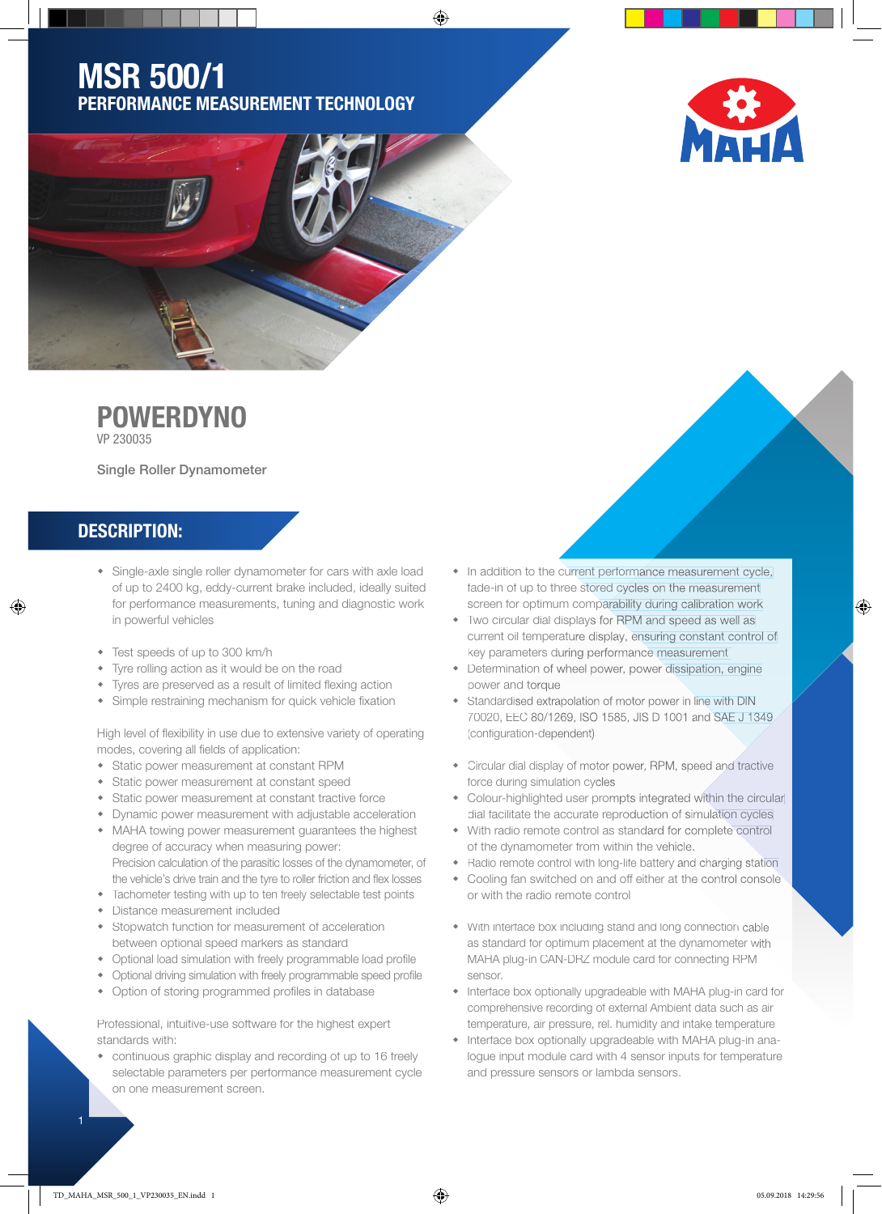# MSR 500/1

## PERFORMANCE MEASUREMENT TECHNOLOGY

# POWERDYNO

VP 230035

Single Roller Dynamometer

## DESCRIPTION:

- Single-axle single roller dynamometer for cars with axle load of up to 2400 kg, eddy-current brake included, ideally suited for performance measurements, tuning and diagnostic work in powerful vehicles

- Test speeds of up to 300 km/h
- Tyre rolling action as it would be on the road
- Tyres are preserved as a result of limited flexing action
- Simple restraining mechanism for quick vehicle fixation

High level of flexibility in use due to extensive variety of operating modes, covering all fields of application:

- Static power measurement at constant RPM
- Static power measurement at constant speed
- Static power measurement at constant tractive force
- Dynamic power measurement with adjustable acceleration
- MAHA towing power measurement guarantees the highest degree of accuracy when measuring power:
  Precision calculation of the parasitic losses of the dynamometer, of the vehicle's drive train and the tyre to roller friction and flex losses
- Tachometer testing with up to ten freely selectable test points
- Distance measurement included
- Stopwatch function for measurement of acceleration between optional speed markers as standard
- Optional load simulation with freely programmable load profile
- Optional driving simulation with freely programmable speed profile
- Option of storing programmed profiles in database

Professional, intuitive-use software for the highest expert standards with:

- continuous graphic display and recording of up to 16 freely selectable parameters per performance measurement cycle on one measurement screen.
- In addition to the current performance measurement cycle, fade-in of up to three stored cycles on the measurement screen for optimum comparability during calibration work
- Two circular dial displays for RPM and speed as well as current oil temperature display, ensuring constant control of key parameters during performance measurement
- Determination of wheel power, power dissipation, engine power and torque
- Standardised extrapolation of motor power in line with DIN 70020, EEC 80/1269, ISO 1585, JIS D 1001 and SAE J 1349 (configuration-dependent)

- Circular dial display of motor power, RPM, speed and tractive force during simulation cycles
- Colour-highlighted user prompts integrated within the circular dial facilitate the accurate reproduction of simulation cycles
- With radio remote control as standard for complete control of the dynamometer from within the vehicle.
- Radio remote control with long-life battery and charging station
- Cooling fan switched on and off either at the control console or with the radio remote control

- With interface box including stand and long connection cable as standard for optimum placement at the dynamometer with MAHA plug-in CAN-DRZ module card for connecting RPM sensor.
- Interface box optionally upgradeable with MAHA plug-in card for comprehensive recording of external Ambient data such as air temperature, air pressure, rel. humidity and intake temperature
- Interface box optionally upgradeable with MAHA plug-in analogue input module card with 4 sensor inputs for temperature and pressure sensors or lambda sensors.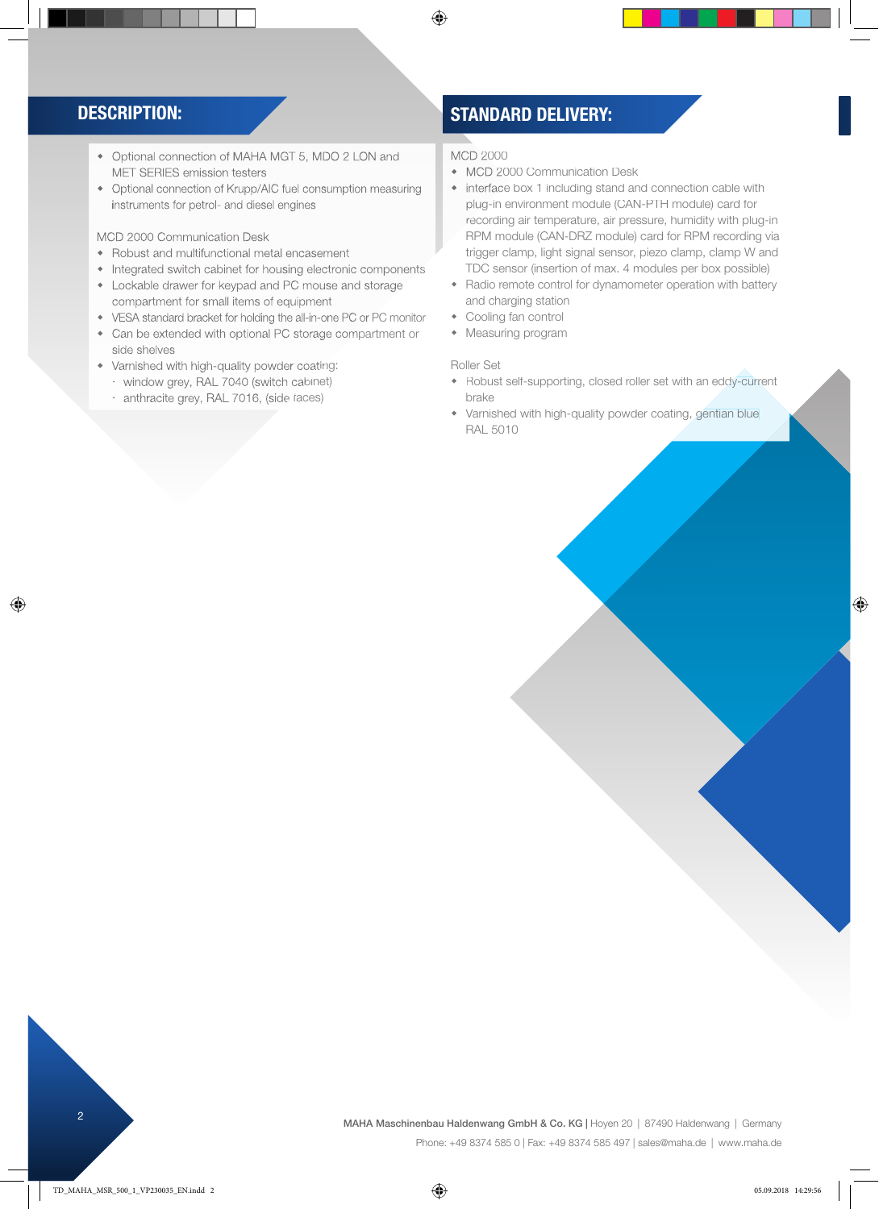## DESCRIPTION:

- Optional connection of MAHA MGT 5, MDO 2 LON and MET SERIES emission testers
- Optional connection of Krupp/AIC fuel consumption measuring instruments for petrol- and diesel engines

MCD 2000 Communication Desk

- Robust and multifunctional metal encasement
- Integrated switch cabinet for housing electronic components
- Lockable drawer for keypad and PC mouse and storage compartment for small items of equipment
- VESA standard bracket for holding the all-in-one PC or PC monitor
- Can be extended with optional PC storage compartment or side shelves
- Varnished with high-quality powder coating:
  - window grey, RAL 7040 (switch cabinet)
  - anthracite grey, RAL 7016, (side faces)

## STANDARD DELIVERY:

MCD 2000

- MCD 2000 Communication Desk
- interface box 1 including stand and connection cable with plug-in environment module (CAN-PTH module) card for recording air temperature, air pressure, humidity with plug-in RPM module (CAN-DRZ module) card for RPM recording via trigger clamp, light signal sensor, piezo clamp, clamp W and TDC sensor (insertion of max. 4 modules per box possible)
- Radio remote control for dynamometer operation with battery and charging station
- Cooling fan control
- Measuring program

Roller Set

- Robust self-supporting, closed roller set with an eddy-current brake
- Varnished with high-quality powder coating, gentian blue RAL 5010

**MAHA Maschinenbau Haldenwang GmbH & Co. KG** | Hoyen 20 | 87490 Haldenwang | Germany
Phone: +49 8374 585 0 | Fax: +49 8374 585 497 | sales@maha.de | www.maha.de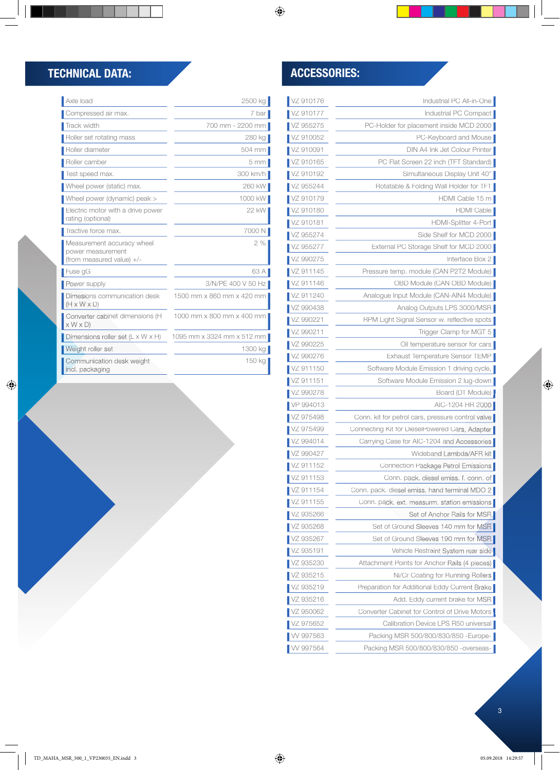## TECHNICAL DATA:

| | |
|---|---|
| Axle load | 2500 kg |
| Compressed air max. | 7 bar |
| Track width | 700 mm - 2200 mm |
| Roller set rotating mass | 280 kg |
| Roller diameter | 504 mm |
| Roller camber | 5 mm |
| Test speed max. | 300 km/h |
| Wheel power (static) max. | 260 kW |
| Wheel power (dynamic) peak > | 1000 kW |
| Electric motor with a drive power rating (optional) | 22 kW |
| Tractive force max. | 7000 N |
| Measurement accuracy wheel power measurement (from measured value) +/- | 2 % |
| Fuse gG | 63 A |
| Power supply | 3/N/PE 400 V 50 Hz |
| Dimesions communication desk (H x W x D) | 1500 mm x 860 mm x 420 mm |
| Converter cabinet dimensions (H x W x D) | 1000 mm x 800 mm x 400 mm |
| Dimensions roller set (L x W x H) | 1095 mm x 3324 mm x 512 mm |
| Weight roller set | 1300 kg |
| Communication desk weight incl. packaging | 150 kg |

## ACCESSORIES:

| | |
|---|---|
| VZ 910176 | Industrial PC All-in-One |
| VZ 910177 | Industrial PC Compact |
| VZ 955275 | PC-Holder for placement inside MCD 2000 |
| VZ 910052 | PC-Keyboard and Mouse |
| VZ 910091 | DIN A4 Ink Jet Colour Printer |
| VZ 910165 | PC Flat Screen 22 inch (TFT Standard) |
| VZ 910192 | Simultaneous Display Unit 40" |
| VZ 955244 | Rotatable & Folding Wall Holder for TFT |
| VZ 910179 | HDMI Cable 15 m |
| VZ 910180 | HDMI Cable |
| VZ 910181 | HDMI-Splitter 4-Port |
| VZ 955274 | Side Shelf for MCD 2000 |
| VZ 955277 | External PC Storage Shelf for MCD 2000 |
| VZ 990275 | Interface Box 2 |
| VZ 911145 | Pressure temp. module (CAN P2T2 Module) |
| VZ 911146 | OBD Module (CAN OBD Module) |
| VZ 911240 | Analogue Input Module (CAN-AIN4 Module) |
| VZ 990438 | Analog Outputs LPS 3000/MSR |
| VZ 990221 | RPM Light Signal Sensor w. reflective spots |
| VZ 990211 | Trigger Clamp for MGT 5 |
| VZ 990225 | Oil temperature sensor for cars |
| VZ 990276 | Exhaust Temperature Sensor TEMP |
| VZ 911150 | Software Module Emission 1 driving cycle, |
| VZ 911151 | Software Module Emission 2 lug-down |
| VZ 990278 | Board (DT Module) |
| VP 994013 | AIC-1204 HR 2000 |
| VZ 975498 | Conn. kit for petrol cars, pressure control valve |
| VZ 975499 | Connecting Kit for DieselPowered Cars, Adapter |
| VZ 994014 | Carrying Case for AIC-1204 and Accessories |
| VZ 990427 | Wideband Lambda/AFR kit |
| VZ 911152 | Connection Package Petrol Emissions |
| VZ 911153 | Conn. pack. diesel emiss. f. conn. of |
| VZ 911154 | Conn. pack. diesel emiss. hand terminal MDO 2 |
| VZ 911155 | Conn. pack. ext. measurm. station emissions |
| VZ 935266 | Set of Anchor Rails for MSR |
| VZ 935268 | Set of Ground Sleeves 140 mm for MSR |
| VZ 935267 | Set of Ground Sleeves 190 mm for MSR |
| VZ 935191 | Vehicle Restraint System rear side |
| VZ 935230 | Attachment Points for Anchor Rails (4 pieces) |
| VZ 935215 | Ni/Cr Coating for Running Rollers |
| VZ 935219 | Preparation for Additional Eddy Current Brake |
| VZ 935216 | Add. Eddy current brake for MSR |
| VZ 950062 | Converter Cabinet for Control of Drive Motors |
| VZ 975652 | Calibration Device LPS R50 universal |
| VV 997563 | Packing MSR 500/800/830/850 -Europe- |
| VV 997564 | Packing MSR 500/800/830/850 -overseas- |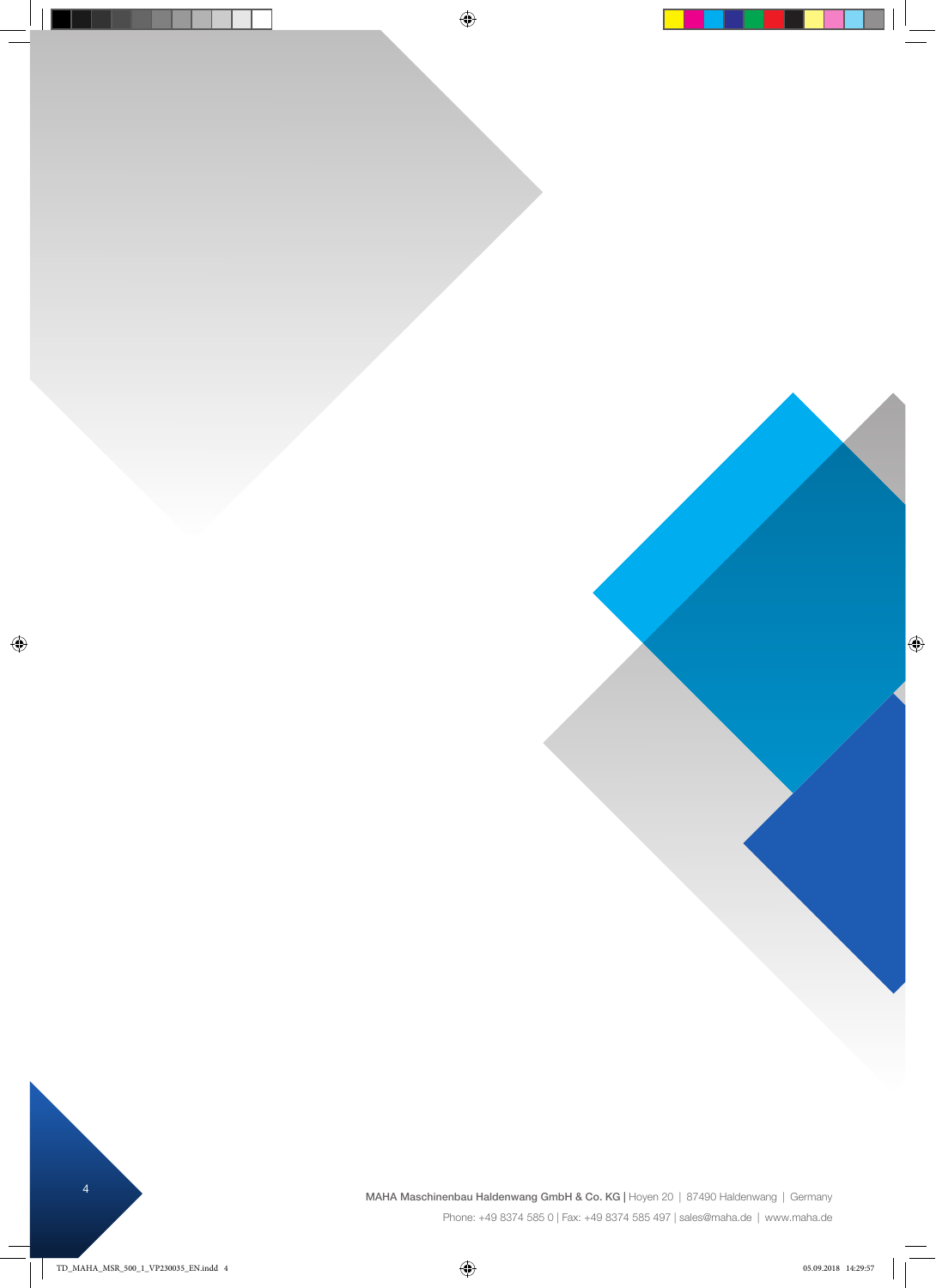**MAHA Maschinenbau Haldenwang GmbH & Co. KG** | Hoyen 20 | 87490 Haldenwang | Germany

Phone: +49 8374 585 0 | Fax: +49 8374 585 497 | sales@maha.de | www.maha.de